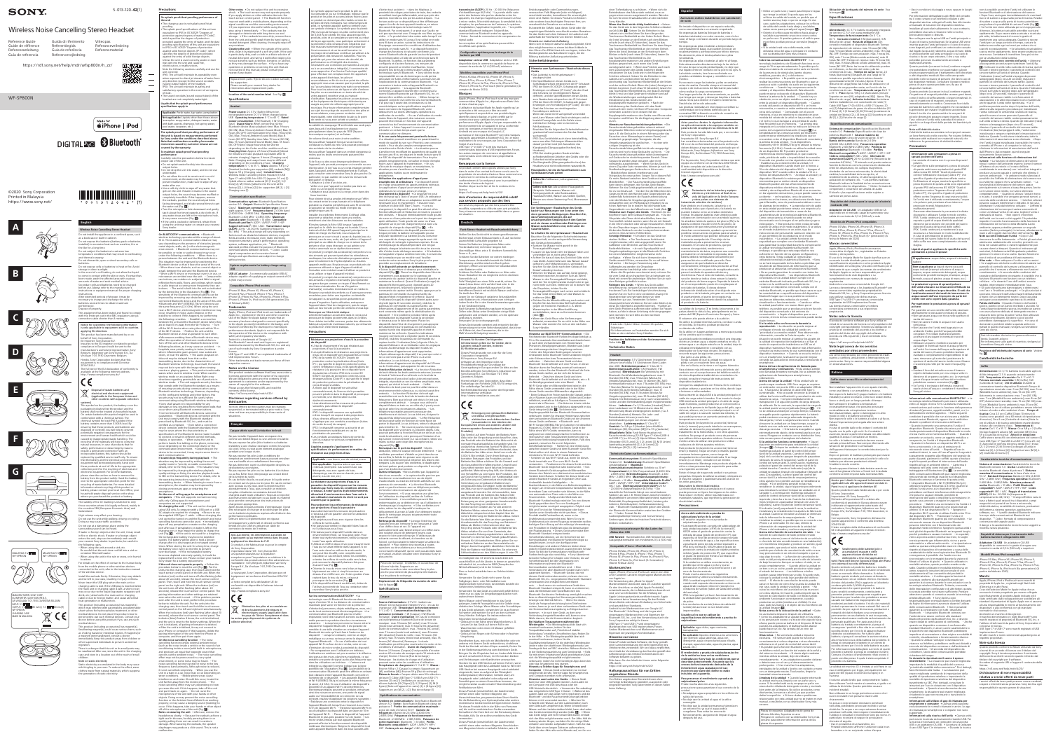# SONY

5-013-120-**42**(1)

## Wireless Noise Cancelling Stereo Headset

Reference Guide
Guide de référence
Referenzanleitung
Guía de referencia
Guida di riferimento
Referentiehandleiding
Referensmanual

https://rdl.sony.net/help/mdr/wfsp800n/h_zz/

WF-SP800N

Made for iPhone | iPod

DIGITAL NC

Bluetooth®

©2020 Sony Corporation
Printed in Malaysia
https://www.sony.net/

## English

### Precautions

### Specifications

## Français

### Précautions

### Spécifications

## Deutsch

### Vorsichtsmaßnahmen

### Technische Daten

## Español

### Precauciones

### Especificaciones

## Italiano

### Precauzioni

### Caratteristiche tecniche